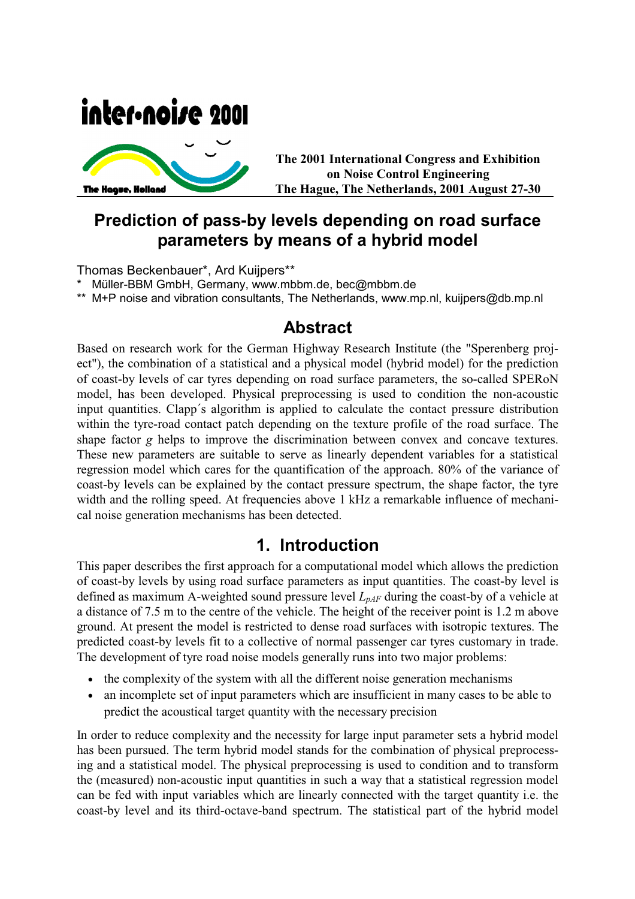The 2001 International Congress and Exhibition on Noise Control Engineering
The Hague, The Netherlands, 2001 August 27-30

# Prediction of pass-by levels depending on road surface parameters by means of a hybrid model

Thomas Beckenbauer*, Ard Kuijpers**

\* Müller-BBM GmbH, Germany, www.mbbm.de, bec@mbbm.de

\*\* M+P noise and vibration consultants, The Netherlands, www.mp.nl, kuijpers@db.mp.nl

## Abstract

Based on research work for the German Highway Research Institute (the "Sperenberg project"), the combination of a statistical and a physical model (hybrid model) for the prediction of coast-by levels of car tyres depending on road surface parameters, the so-called SPERoN model, has been developed. Physical preprocessing is used to condition the non-acoustic input quantities. Clapp´s algorithm is applied to calculate the contact pressure distribution within the tyre-road contact patch depending on the texture profile of the road surface. The shape factor $g$ helps to improve the discrimination between convex and concave textures. These new parameters are suitable to serve as linearly dependent variables for a statistical regression model which cares for the quantification of the approach. 80% of the variance of coast-by levels can be explained by the contact pressure spectrum, the shape factor, the tyre width and the rolling speed. At frequencies above 1 kHz a remarkable influence of mechanical noise generation mechanisms has been detected.

## 1. Introduction

This paper describes the first approach for a computational model which allows the prediction of coast-by levels by using road surface parameters as input quantities. The coast-by level is defined as maximum A-weighted sound pressure level $L_{pAF}$ during the coast-by of a vehicle at a distance of 7.5 m to the centre of the vehicle. The height of the receiver point is 1.2 m above ground. At present the model is restricted to dense road surfaces with isotropic textures. The predicted coast-by levels fit to a collective of normal passenger car tyres customary in trade. The development of tyre road noise models generally runs into two major problems:

- the complexity of the system with all the different noise generation mechanisms
- an incomplete set of input parameters which are insufficient in many cases to be able to predict the acoustical target quantity with the necessary precision

In order to reduce complexity and the necessity for large input parameter sets a hybrid model has been pursued. The term hybrid model stands for the combination of physical preprocessing and a statistical model. The physical preprocessing is used to condition and to transform the (measured) non-acoustic input quantities in such a way that a statistical regression model can be fed with input variables which are linearly connected with the target quantity i.e. the coast-by level and its third-octave-band spectrum. The statistical part of the hybrid model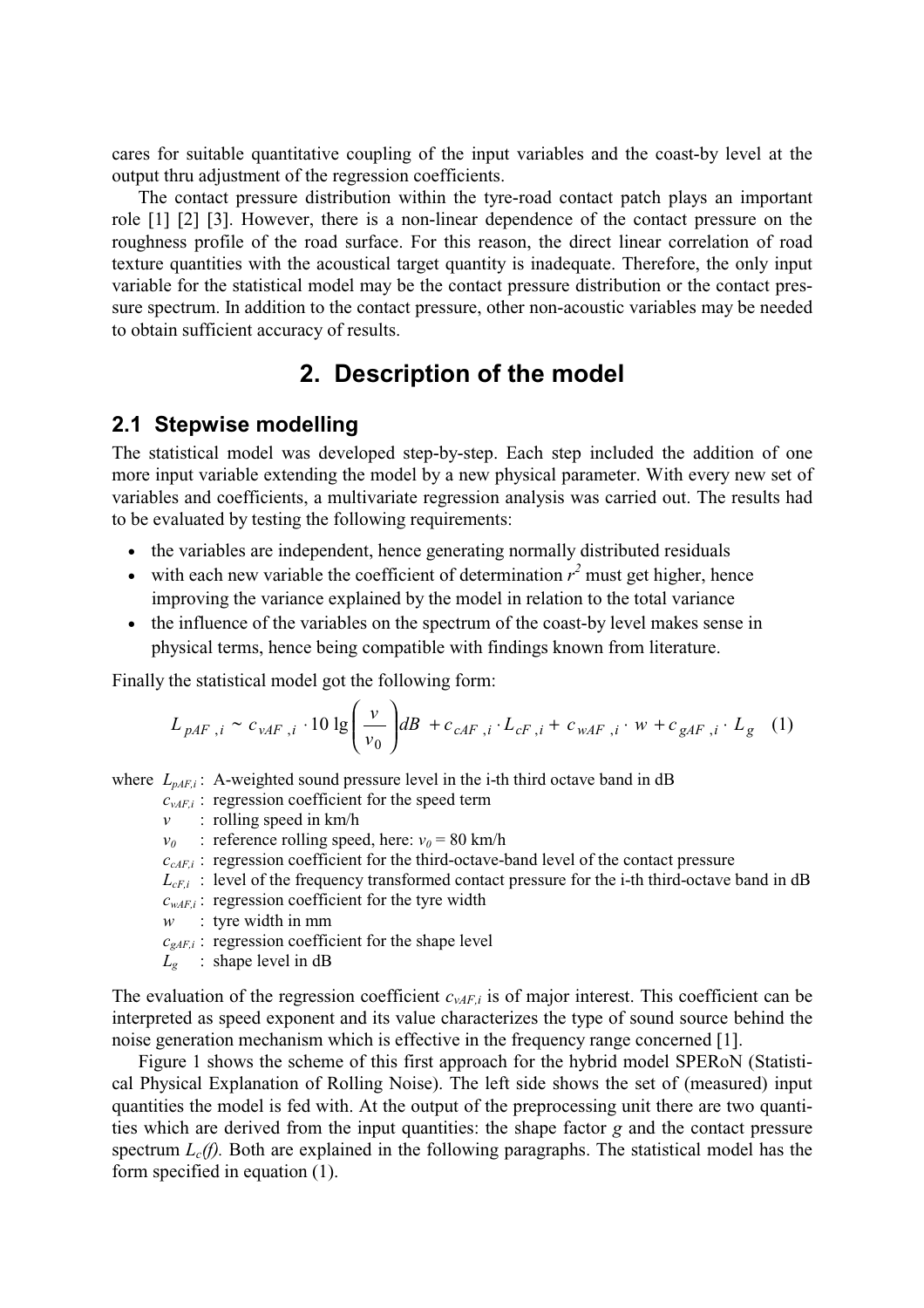cares for suitable quantitative coupling of the input variables and the coast-by level at the output thru adjustment of the regression coefficients.

The contact pressure distribution within the tyre-road contact patch plays an important role [1] [2] [3]. However, there is a non-linear dependence of the contact pressure on the roughness profile of the road surface. For this reason, the direct linear correlation of road texture quantities with the acoustical target quantity is inadequate. Therefore, the only input variable for the statistical model may be the contact pressure distribution or the contact pressure spectrum. In addition to the contact pressure, other non-acoustic variables may be needed to obtain sufficient accuracy of results.

# 2. Description of the model

## 2.1 Stepwise modelling

The statistical model was developed step-by-step. Each step included the addition of one more input variable extending the model by a new physical parameter. With every new set of variables and coefficients, a multivariate regression analysis was carried out. The results had to be evaluated by testing the following requirements:

- the variables are independent, hence generating normally distributed residuals
- with each new variable the coefficient of determination $r^2$ must get higher, hence improving the variance explained by the model in relation to the total variance
- the influence of the variables on the spectrum of the coast-by level makes sense in physical terms, hence being compatible with findings known from literature.

Finally the statistical model got the following form:

$$L_{pAF,i} \sim c_{vAF,i} \cdot 10 \lg\left(\frac{v}{v_0}\right) dB + c_{cAF,i} \cdot L_{cF,i} + c_{wAF,i} \cdot w + c_{gAF,i} \cdot L_g \quad (1)$$

where $L_{pAF,i}$ : A-weighted sound pressure level in the i-th third octave band in dB
$c_{vAF,i}$ : regression coefficient for the speed term
$v$ : rolling speed in km/h
$v_0$ : reference rolling speed, here: $v_0 = 80$ km/h
$c_{cAF,i}$ : regression coefficient for the third-octave-band level of the contact pressure
$L_{cF,i}$ : level of the frequency transformed contact pressure for the i-th third-octave band in dB
$c_{wAF,i}$ : regression coefficient for the tyre width
$w$ : tyre width in mm
$c_{gAF,i}$ : regression coefficient for the shape level
$L_g$ : shape level in dB

The evaluation of the regression coefficient $c_{vAF,i}$ is of major interest. This coefficient can be interpreted as speed exponent and its value characterizes the type of sound source behind the noise generation mechanism which is effective in the frequency range concerned [1].

Figure 1 shows the scheme of this first approach for the hybrid model SPERoN (Statistical Physical Explanation of Rolling Noise). The left side shows the set of (measured) input quantities the model is fed with. At the output of the preprocessing unit there are two quantities which are derived from the input quantities: the shape factor $g$ and the contact pressure spectrum $L_c(f)$. Both are explained in the following paragraphs. The statistical model has the form specified in equation (1).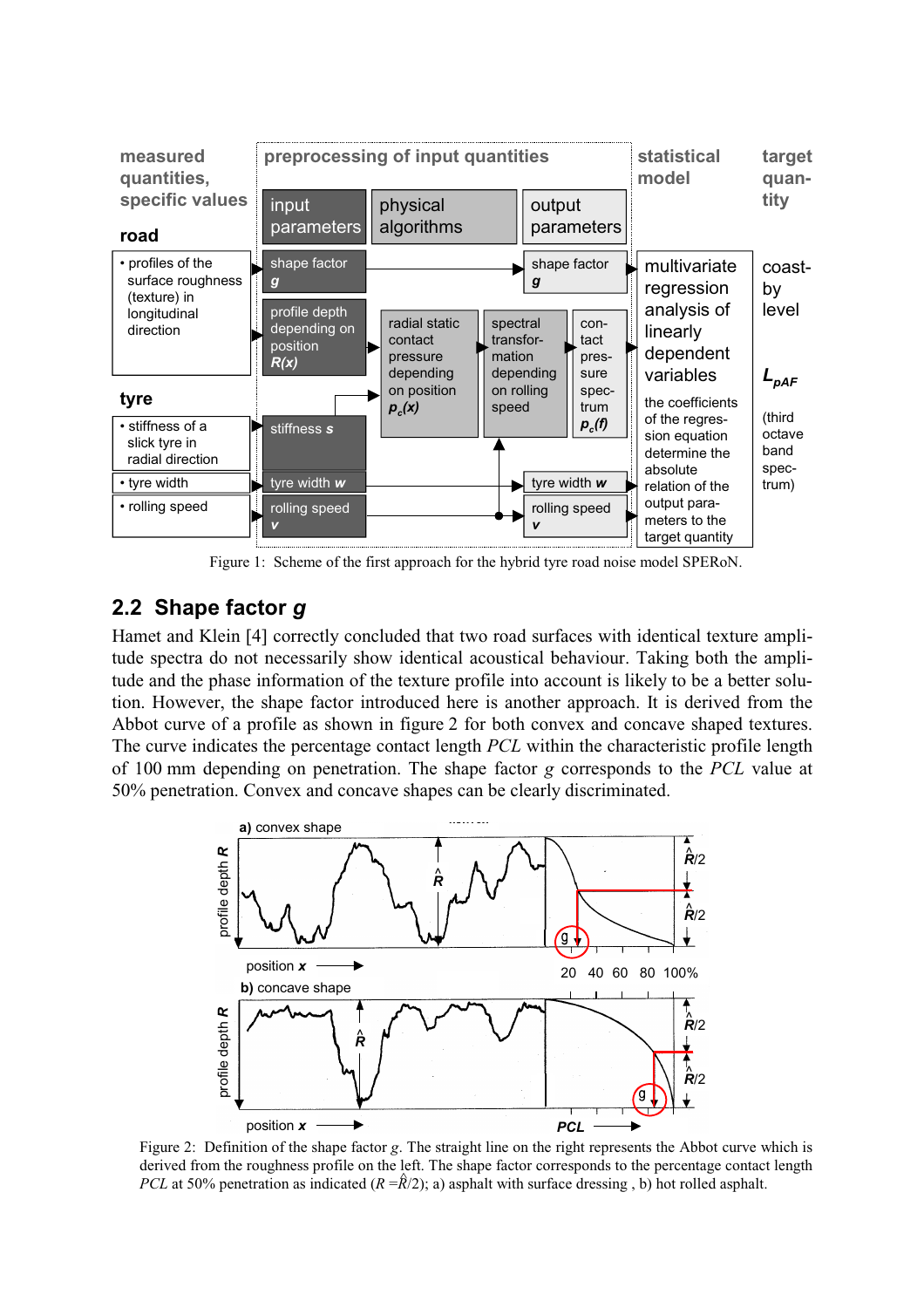Figure 1: Scheme of the first approach for the hybrid tyre road noise model SPERoN.

## 2.2 Shape factor *g*

Hamet and Klein [4] correctly concluded that two road surfaces with identical texture amplitude spectra do not necessarily show identical acoustical behaviour. Taking both the amplitude and the phase information of the texture profile into account is likely to be a better solution. However, the shape factor introduced here is another approach. It is derived from the Abbot curve of a profile as shown in figure 2 for both convex and concave shaped textures. The curve indicates the percentage contact length *PCL* within the characteristic profile length of 100 mm depending on penetration. The shape factor *g* corresponds to the *PCL* value at 50% penetration. Convex and concave shapes can be clearly discriminated.

Figure 2: Definition of the shape factor *g*. The straight line on the right represents the Abbot curve which is derived from the roughness profile on the left. The shape factor corresponds to the percentage contact length *PCL* at 50% penetration as indicated ($R = \hat{R}/2$); a) asphalt with surface dressing , b) hot rolled asphalt.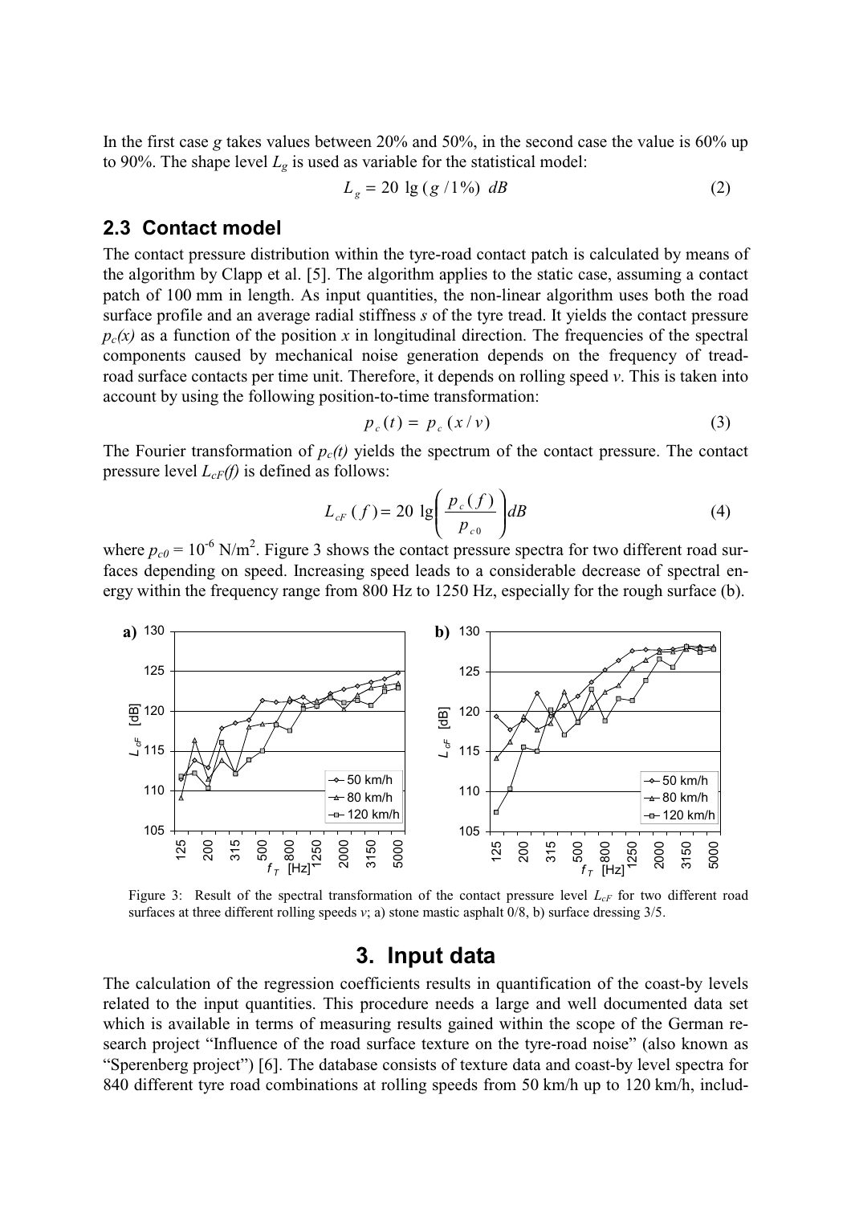In the first case $g$ takes values between 20% and 50%, in the second case the value is 60% up to 90%. The shape level $L_g$ is used as variable for the statistical model:

$$L_g = 20 \lg (g / 1\%) \; dB \tag{2}$$

## 2.3 Contact model

The contact pressure distribution within the tyre-road contact patch is calculated by means of the algorithm by Clapp et al. [5]. The algorithm applies to the static case, assuming a contact patch of 100 mm in length. As input quantities, the non-linear algorithm uses both the road surface profile and an average radial stiffness $s$ of the tyre tread. It yields the contact pressure $p_c(x)$ as a function of the position $x$ in longitudinal direction. The frequencies of the spectral components caused by mechanical noise generation depends on the frequency of tread-road surface contacts per time unit. Therefore, it depends on rolling speed $v$. This is taken into account by using the following position-to-time transformation:

$$p_c(t) = p_c(x / v) \tag{3}$$

The Fourier transformation of $p_c(t)$ yields the spectrum of the contact pressure. The contact pressure level $L_{cF}(f)$ is defined as follows:

$$L_{cF}(f) = 20 \lg \left( \frac{p_c(f)}{p_{c0}} \right) dB \tag{4}$$

where $p_{c0} = 10^{-6}$ N/m$^2$. Figure 3 shows the contact pressure spectra for two different road surfaces depending on speed. Increasing speed leads to a considerable decrease of spectral energy within the frequency range from 800 Hz to 1250 Hz, especially for the rough surface (b).

Figure 3: Result of the spectral transformation of the contact pressure level $L_{cF}$ for two different road surfaces at three different rolling speeds $v$; a) stone mastic asphalt 0/8, b) surface dressing 3/5.

# 3. Input data

The calculation of the regression coefficients results in quantification of the coast-by levels related to the input quantities. This procedure needs a large and well documented data set which is available in terms of measuring results gained within the scope of the German research project "Influence of the road surface texture on the tyre-road noise" (also known as "Sperenberg project") [6]. The database consists of texture data and coast-by level spectra for 840 different tyre road combinations at rolling speeds from 50 km/h up to 120 km/h, includ-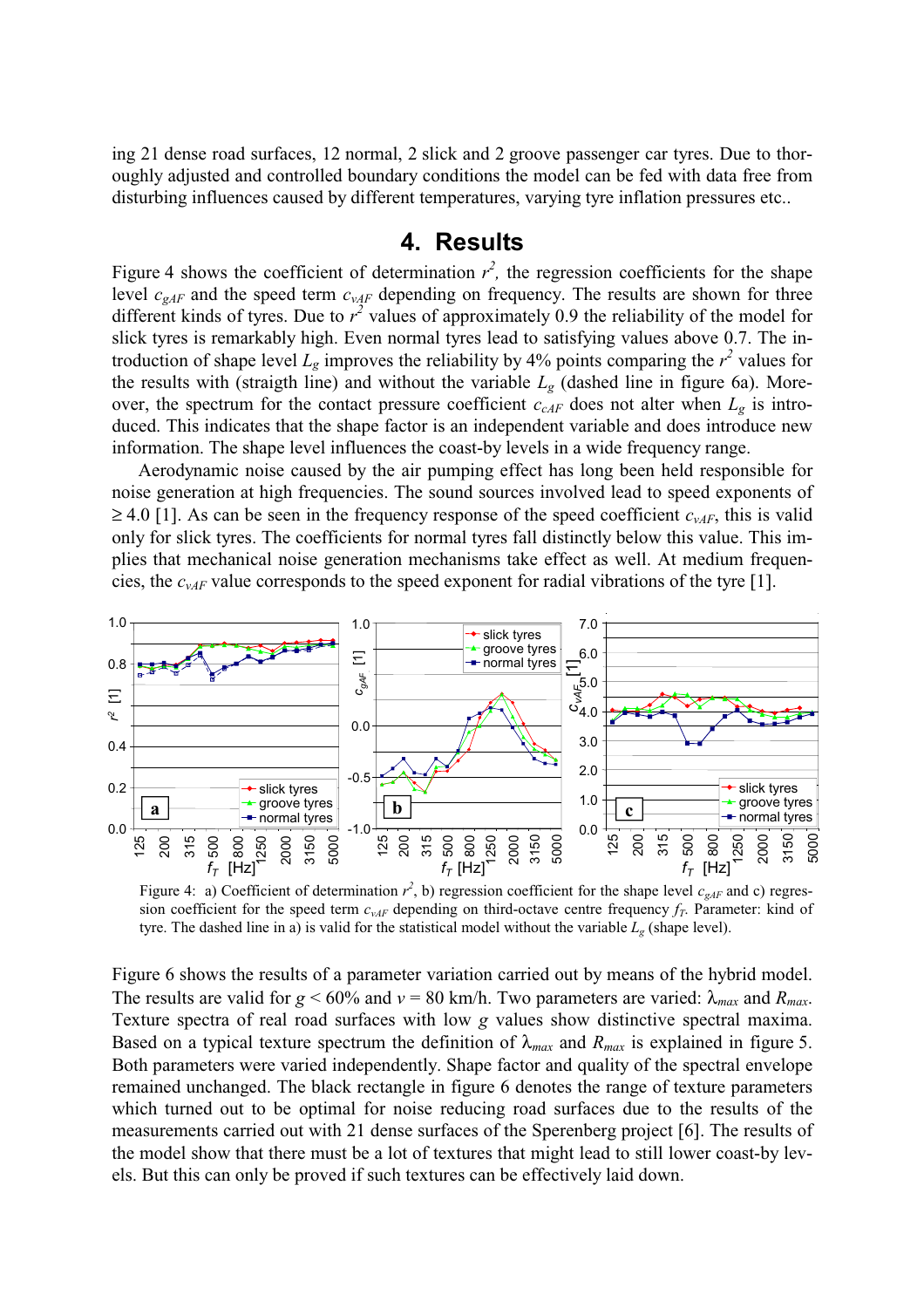ing 21 dense road surfaces, 12 normal, 2 slick and 2 groove passenger car tyres. Due to thoroughly adjusted and controlled boundary conditions the model can be fed with data free from disturbing influences caused by different temperatures, varying tyre inflation pressures etc..

# 4. Results

Figure 4 shows the coefficient of determination $r^2$, the regression coefficients for the shape level $c_{gAF}$ and the speed term $c_{vAF}$ depending on frequency. The results are shown for three different kinds of tyres. Due to $r^2$ values of approximately 0.9 the reliability of the model for slick tyres is remarkably high. Even normal tyres lead to satisfying values above 0.7. The introduction of shape level $L_g$ improves the reliability by 4% points comparing the $r^2$ values for the results with (straigth line) and without the variable $L_g$ (dashed line in figure 6a). Moreover, the spectrum for the contact pressure coefficient $c_{cAF}$ does not alter when $L_g$ is introduced. This indicates that the shape factor is an independent variable and does introduce new information. The shape level influences the coast-by levels in a wide frequency range.

Aerodynamic noise caused by the air pumping effect has long been held responsible for noise generation at high frequencies. The sound sources involved lead to speed exponents of ≥ 4.0 [1]. As can be seen in the frequency response of the speed coefficient $c_{vAF}$, this is valid only for slick tyres. The coefficients for normal tyres fall distinctly below this value. This implies that mechanical noise generation mechanisms take effect as well. At medium frequencies, the $c_{vAF}$ value corresponds to the speed exponent for radial vibrations of the tyre [1].

Figure 4: a) Coefficient of determination $r^2$, b) regression coefficient for the shape level $c_{gAF}$ and c) regression coefficient for the speed term $c_{vAF}$ depending on third-octave centre frequency $f_T$. Parameter: kind of tyre. The dashed line in a) is valid for the statistical model without the variable $L_g$ (shape level).

Figure 6 shows the results of a parameter variation carried out by means of the hybrid model. The results are valid for $g < 60\%$ and $v = 80$ km/h. Two parameters are varied: $\lambda_{max}$ and $R_{max}$. Texture spectra of real road surfaces with low $g$ values show distinctive spectral maxima. Based on a typical texture spectrum the definition of $\lambda_{max}$ and $R_{max}$ is explained in figure 5. Both parameters were varied independently. Shape factor and quality of the spectral envelope remained unchanged. The black rectangle in figure 6 denotes the range of texture parameters which turned out to be optimal for noise reducing road surfaces due to the results of the measurements carried out with 21 dense surfaces of the Sperenberg project [6]. The results of the model show that there must be a lot of textures that might lead to still lower coast-by levels. But this can only be proved if such textures can be effectively laid down.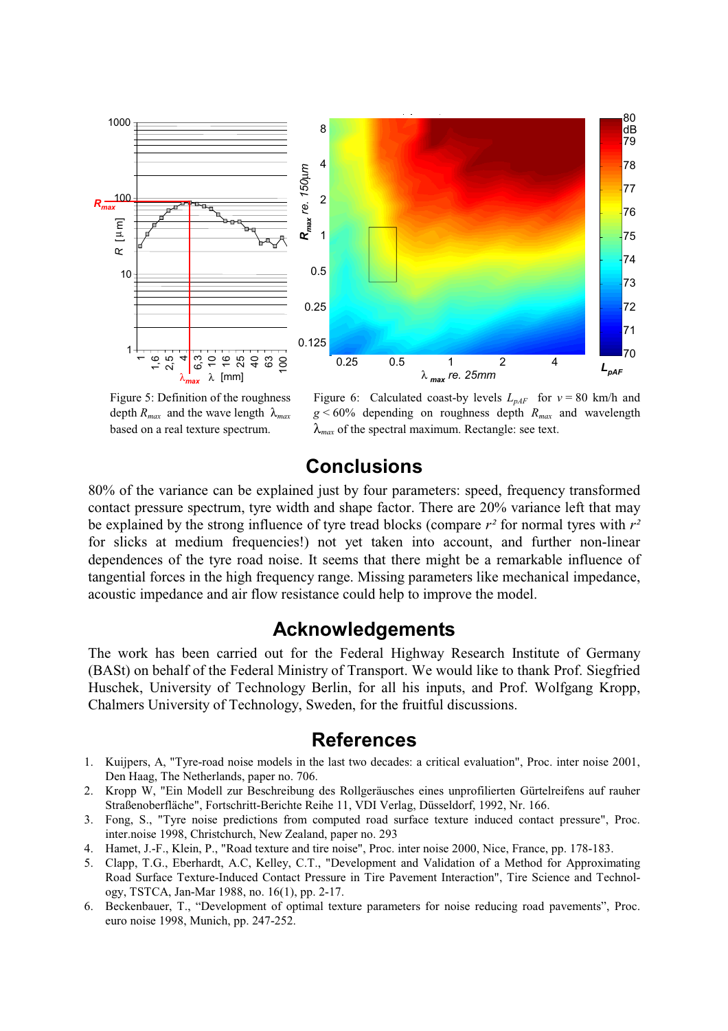1000

$R_{max}$ 100

R [µm]

10

1

1 1,6 2,5 4 6,3 10 16 25 40 63 100

$\lambda_{max}$ λ [mm]

Figure 5: Definition of the roughness depth $R_{max}$ and the wave length $\lambda_{max}$ based on a real texture spectrum.

8
4
2
1
0.5
0.25
0.125

$R_{max}$ re. 150µm

0.25 0.5 1 2 4

$\lambda_{max}$ re. 25mm

80 dB
79
78
77
76
75
74
73
72
71
70

$L_{pAF}$

Figure 6: Calculated coast-by levels $L_{pAF}$ for $v = 80$ km/h and $g < 60\%$ depending on roughness depth $R_{max}$ and wavelength $\lambda_{max}$ of the spectral maximum. Rectangle: see text.

## Conclusions

80% of the variance can be explained just by four parameters: speed, frequency transformed contact pressure spectrum, tyre width and shape factor. There are 20% variance left that may be explained by the strong influence of tyre tread blocks (compare $r^2$ for normal tyres with $r^2$ for slicks at medium frequencies!) not yet taken into account, and further non-linear dependences of the tyre road noise. It seems that there might be a remarkable influence of tangential forces in the high frequency range. Missing parameters like mechanical impedance, acoustic impedance and air flow resistance could help to improve the model.

## Acknowledgements

The work has been carried out for the Federal Highway Research Institute of Germany (BASt) on behalf of the Federal Ministry of Transport. We would like to thank Prof. Siegfried Huschek, University of Technology Berlin, for all his inputs, and Prof. Wolfgang Kropp, Chalmers University of Technology, Sweden, for the fruitful discussions.

## References

1. Kuijpers, A, "Tyre-road noise models in the last two decades: a critical evaluation", Proc. inter noise 2001, Den Haag, The Netherlands, paper no. 706.
2. Kropp W, "Ein Modell zur Beschreibung des Rollgeräusches eines unprofilierten Gürtelreifens auf rauher Straßenoberfläche", Fortschritt-Berichte Reihe 11, VDI Verlag, Düsseldorf, 1992, Nr. 166.
3. Fong, S., "Tyre noise predictions from computed road surface texture induced contact pressure", Proc. inter.noise 1998, Christchurch, New Zealand, paper no. 293
4. Hamet, J.-F., Klein, P., "Road texture and tire noise", Proc. inter noise 2000, Nice, France, pp. 178-183.
5. Clapp, T.G., Eberhardt, A.C, Kelley, C.T., "Development and Validation of a Method for Approximating Road Surface Texture-Induced Contact Pressure in Tire Pavement Interaction", Tire Science and Technology, TSTCA, Jan-Mar 1988, no. 16(1), pp. 2-17.
6. Beckenbauer, T., "Development of optimal texture parameters for noise reducing road pavements", Proc. euro noise 1998, Munich, pp. 247-252.